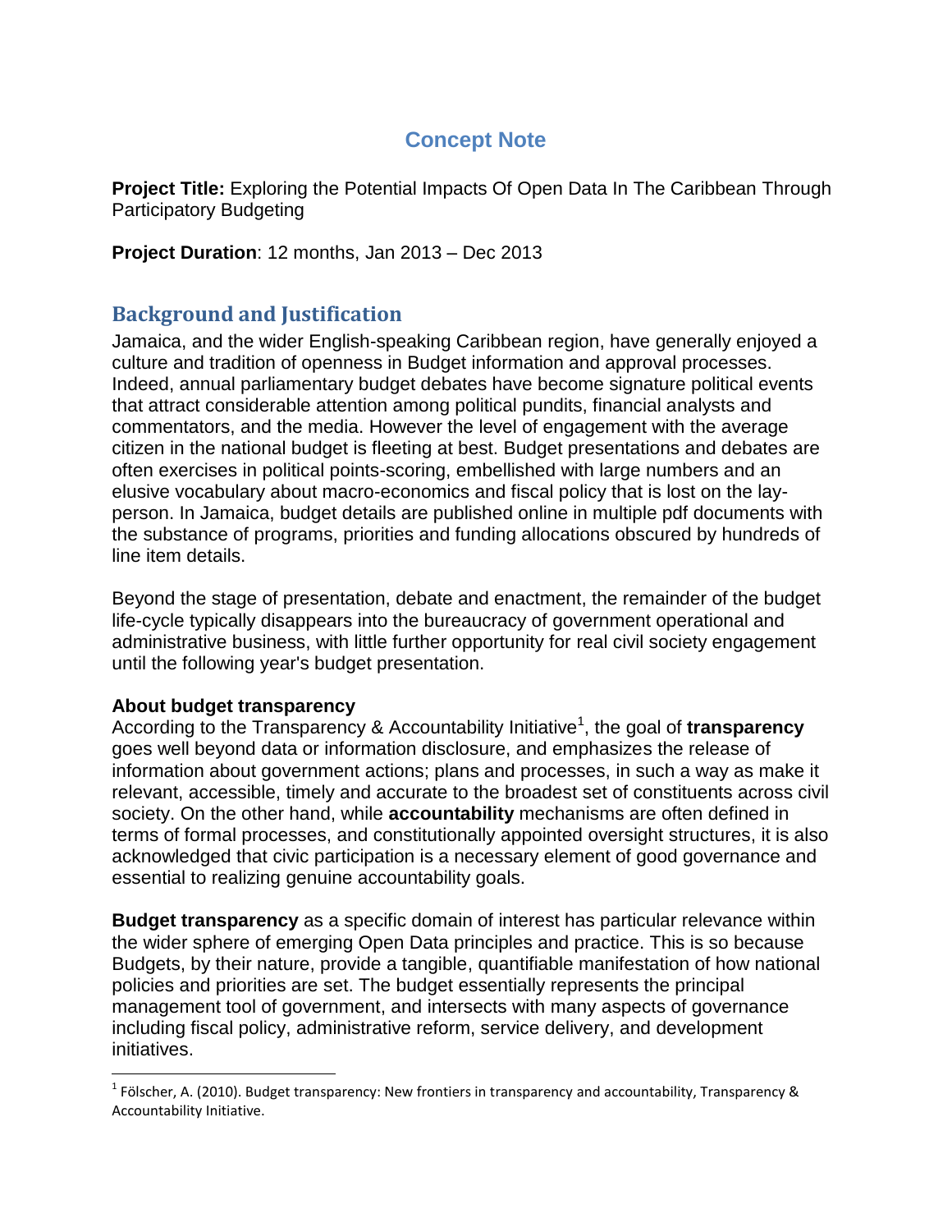# Concept Note

**Project Title:** Exploring the Potential Impacts Of Open Data In The Caribbean Through Participatory Budgeting

**Project Duration**: 12 months, Jan 2013 – Dec 2013

## Background and Justification

Jamaica, and the wider English-speaking Caribbean region, have generally enjoyed a culture and tradition of openness in Budget information and approval processes. Indeed, annual parliamentary budget debates have become signature political events that attract considerable attention among political pundits, financial analysts and commentators, and the media. However the level of engagement with the average citizen in the national budget is fleeting at best. Budget presentations and debates are often exercises in political points-scoring, embellished with large numbers and an elusive vocabulary about macro-economics and fiscal policy that is lost on the lay-person. In Jamaica, budget details are published online in multiple pdf documents with the substance of programs, priorities and funding allocations obscured by hundreds of line item details.

Beyond the stage of presentation, debate and enactment, the remainder of the budget life-cycle typically disappears into the bureaucracy of government operational and administrative business, with little further opportunity for real civil society engagement until the following year's budget presentation.

**About budget transparency**

According to the Transparency & Accountability Initiative[1], the goal of **transparency** goes well beyond data or information disclosure, and emphasizes the release of information about government actions; plans and processes, in such a way as make it relevant, accessible, timely and accurate to the broadest set of constituents across civil society. On the other hand, while **accountability** mechanisms are often defined in terms of formal processes, and constitutionally appointed oversight structures, it is also acknowledged that civic participation is a necessary element of good governance and essential to realizing genuine accountability goals.

**Budget transparency** as a specific domain of interest has particular relevance within the wider sphere of emerging Open Data principles and practice. This is so because Budgets, by their nature, provide a tangible, quantifiable manifestation of how national policies and priorities are set. The budget essentially represents the principal management tool of government, and intersects with many aspects of governance including fiscal policy, administrative reform, service delivery, and development initiatives.

[1] Fölscher, A. (2010). Budget transparency: New frontiers in transparency and accountability, Transparency & Accountability Initiative.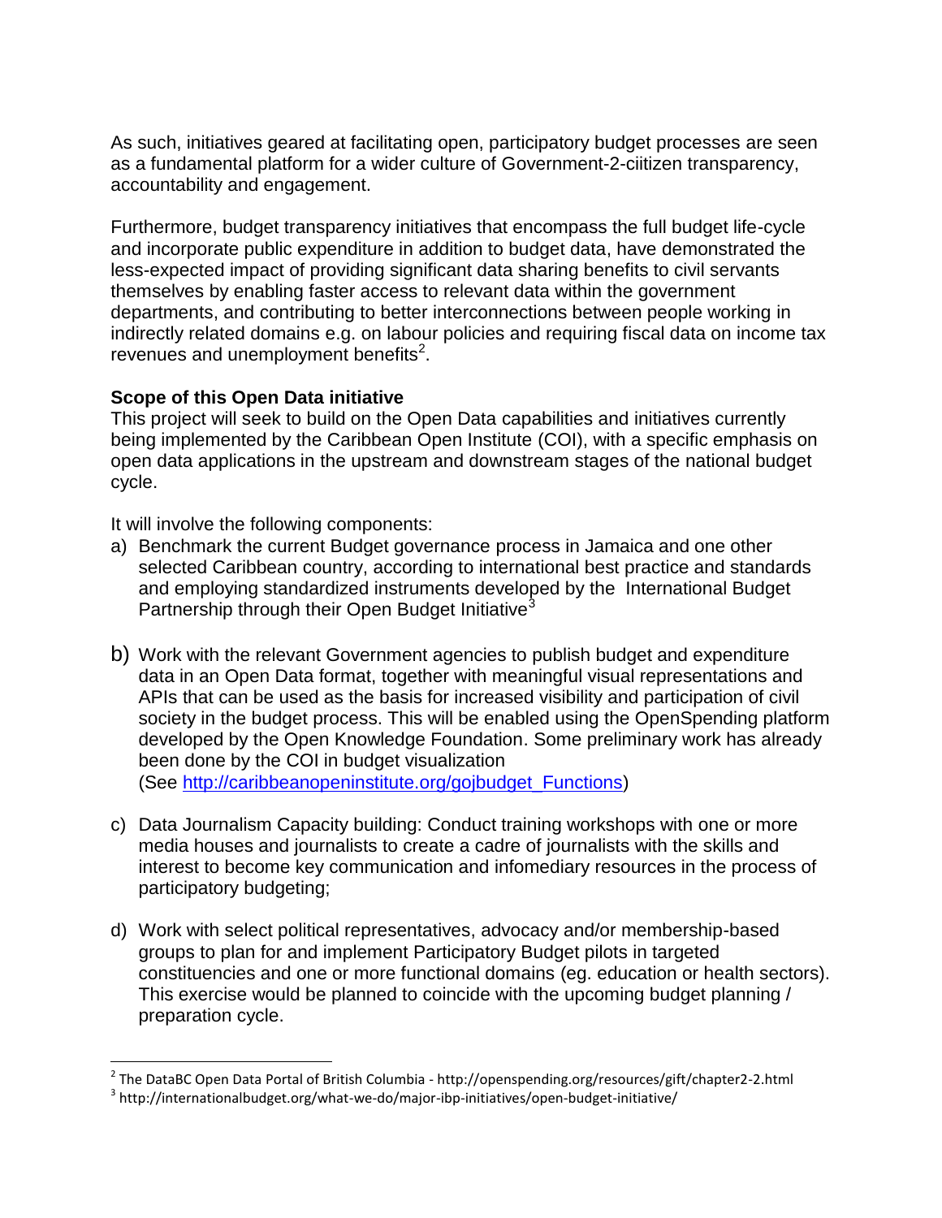As such, initiatives geared at facilitating open, participatory budget processes are seen as a fundamental platform for a wider culture of Government-2-ciitizen transparency, accountability and engagement.

Furthermore, budget transparency initiatives that encompass the full budget life-cycle and incorporate public expenditure in addition to budget data, have demonstrated the less-expected impact of providing significant data sharing benefits to civil servants themselves by enabling faster access to relevant data within the government departments, and contributing to better interconnections between people working in indirectly related domains e.g. on labour policies and requiring fiscal data on income tax revenues and unemployment benefits[2].

**Scope of this Open Data initiative**

This project will seek to build on the Open Data capabilities and initiatives currently being implemented by the Caribbean Open Institute (COI), with a specific emphasis on open data applications in the upstream and downstream stages of the national budget cycle.

It will involve the following components:

a) Benchmark the current Budget governance process in Jamaica and one other selected Caribbean country, according to international best practice and standards and employing standardized instruments developed by the International Budget Partnership through their Open Budget Initiative[3]

b) Work with the relevant Government agencies to publish budget and expenditure data in an Open Data format, together with meaningful visual representations and APIs that can be used as the basis for increased visibility and participation of civil society in the budget process. This will be enabled using the OpenSpending platform developed by the Open Knowledge Foundation. Some preliminary work has already been done by the COI in budget visualization (See http://caribbeanopeninstitute.org/gojbudget_Functions)

c) Data Journalism Capacity building: Conduct training workshops with one or more media houses and journalists to create a cadre of journalists with the skills and interest to become key communication and infomediary resources in the process of participatory budgeting;

d) Work with select political representatives, advocacy and/or membership-based groups to plan for and implement Participatory Budget pilots in targeted constituencies and one or more functional domains (eg. education or health sectors). This exercise would be planned to coincide with the upcoming budget planning / preparation cycle.

---

[2] The DataBC Open Data Portal of British Columbia - http://openspending.org/resources/gift/chapter2-2.html

[3] http://internationalbudget.org/what-we-do/major-ibp-initiatives/open-budget-initiative/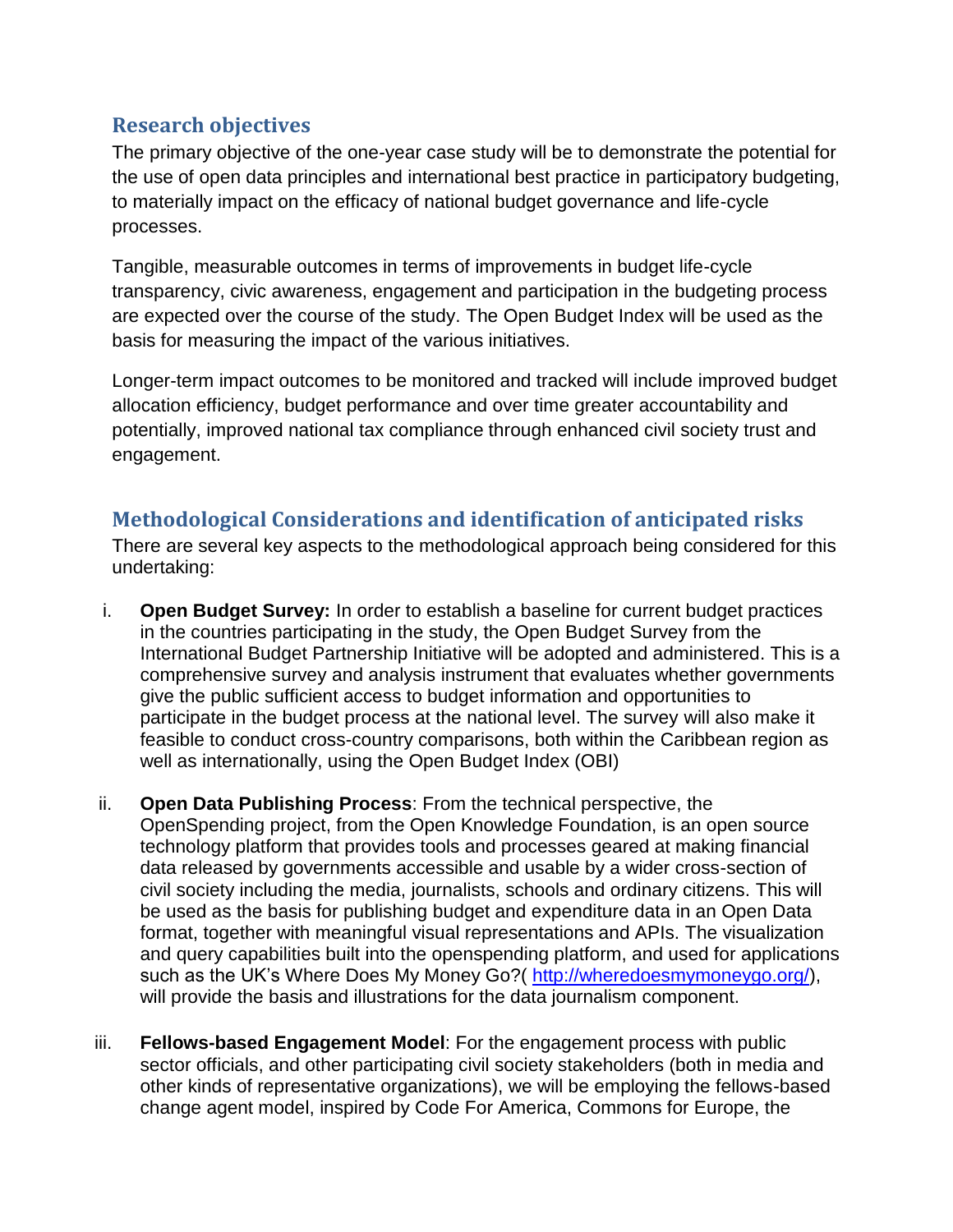## Research objectives

The primary objective of the one-year case study will be to demonstrate the potential for the use of open data principles and international best practice in participatory budgeting, to materially impact on the efficacy of national budget governance and life-cycle processes.

Tangible, measurable outcomes in terms of improvements in budget life-cycle transparency, civic awareness, engagement and participation in the budgeting process are expected over the course of the study. The Open Budget Index will be used as the basis for measuring the impact of the various initiatives.

Longer-term impact outcomes to be monitored and tracked will include improved budget allocation efficiency, budget performance and over time greater accountability and potentially, improved national tax compliance through enhanced civil society trust and engagement.

## Methodological Considerations and identification of anticipated risks

There are several key aspects to the methodological approach being considered for this undertaking:

i. **Open Budget Survey:** In order to establish a baseline for current budget practices in the countries participating in the study, the Open Budget Survey from the International Budget Partnership Initiative will be adopted and administered. This is a comprehensive survey and analysis instrument that evaluates whether governments give the public sufficient access to budget information and opportunities to participate in the budget process at the national level. The survey will also make it feasible to conduct cross-country comparisons, both within the Caribbean region as well as internationally, using the Open Budget Index (OBI)

ii. **Open Data Publishing Process**: From the technical perspective, the OpenSpending project, from the Open Knowledge Foundation, is an open source technology platform that provides tools and processes geared at making financial data released by governments accessible and usable by a wider cross-section of civil society including the media, journalists, schools and ordinary citizens. This will be used as the basis for publishing budget and expenditure data in an Open Data format, together with meaningful visual representations and APIs. The visualization and query capabilities built into the openspending platform, and used for applications such as the UK's Where Does My Money Go?( [http://wheredoesmymoneygo.org/](http://wheredoesmymoneygo.org/)), will provide the basis and illustrations for the data journalism component.

iii. **Fellows-based Engagement Model**: For the engagement process with public sector officials, and other participating civil society stakeholders (both in media and other kinds of representative organizations), we will be employing the fellows-based change agent model, inspired by Code For America, Commons for Europe, the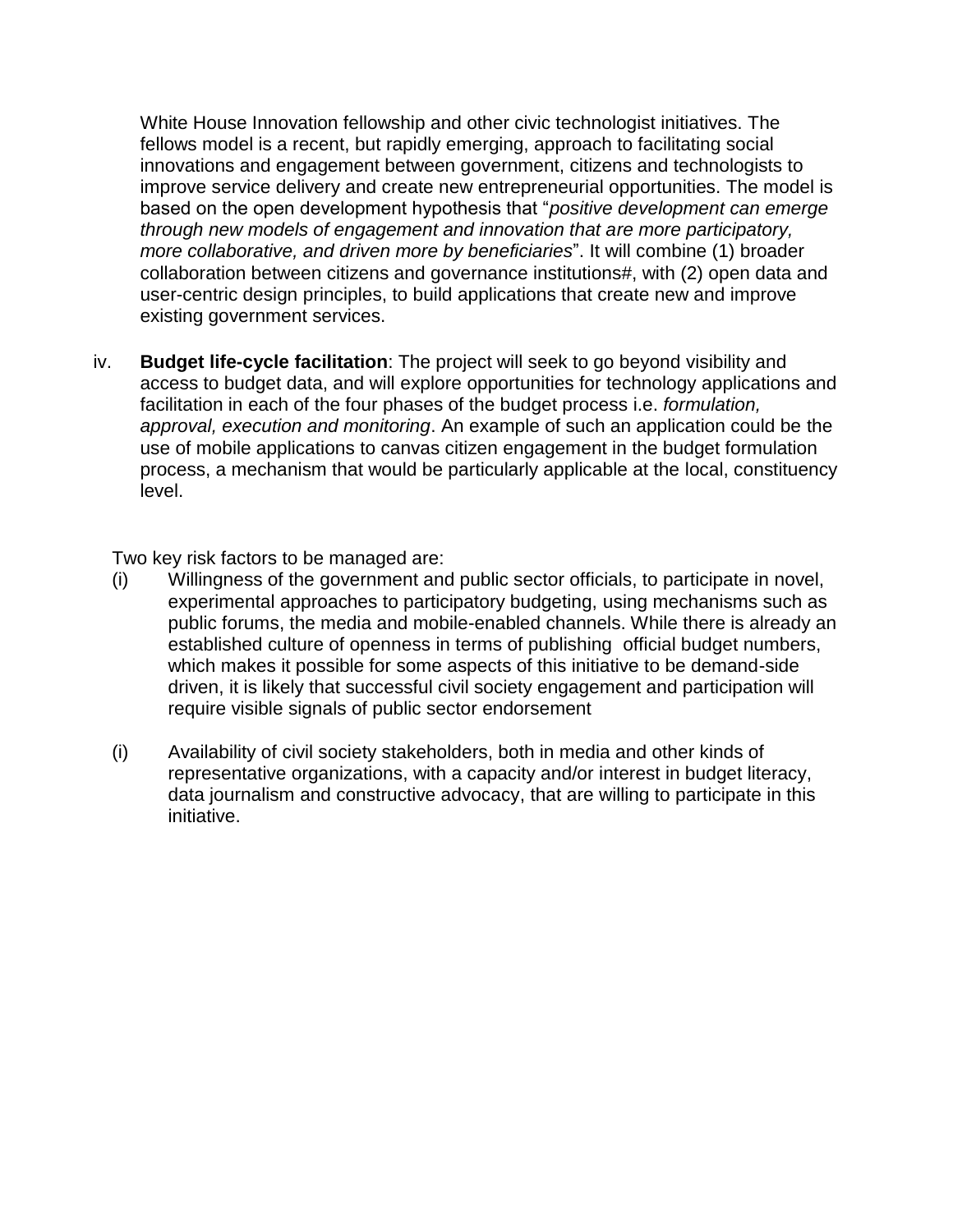White House Innovation fellowship and other civic technologist initiatives. The fellows model is a recent, but rapidly emerging, approach to facilitating social innovations and engagement between government, citizens and technologists to improve service delivery and create new entrepreneurial opportunities. The model is based on the open development hypothesis that "*positive development can emerge through new models of engagement and innovation that are more participatory, more collaborative, and driven more by beneficiaries*". It will combine (1) broader collaboration between citizens and governance institutions#, with (2) open data and user-centric design principles, to build applications that create new and improve existing government services.

iv. **Budget life-cycle facilitation**: The project will seek to go beyond visibility and access to budget data, and will explore opportunities for technology applications and facilitation in each of the four phases of the budget process i.e. *formulation, approval, execution and monitoring*. An example of such an application could be the use of mobile applications to canvas citizen engagement in the budget formulation process, a mechanism that would be particularly applicable at the local, constituency level.

Two key risk factors to be managed are:

(i) Willingness of the government and public sector officials, to participate in novel, experimental approaches to participatory budgeting, using mechanisms such as public forums, the media and mobile-enabled channels. While there is already an established culture of openness in terms of publishing official budget numbers, which makes it possible for some aspects of this initiative to be demand-side driven, it is likely that successful civil society engagement and participation will require visible signals of public sector endorsement

(i) Availability of civil society stakeholders, both in media and other kinds of representative organizations, with a capacity and/or interest in budget literacy, data journalism and constructive advocacy, that are willing to participate in this initiative.